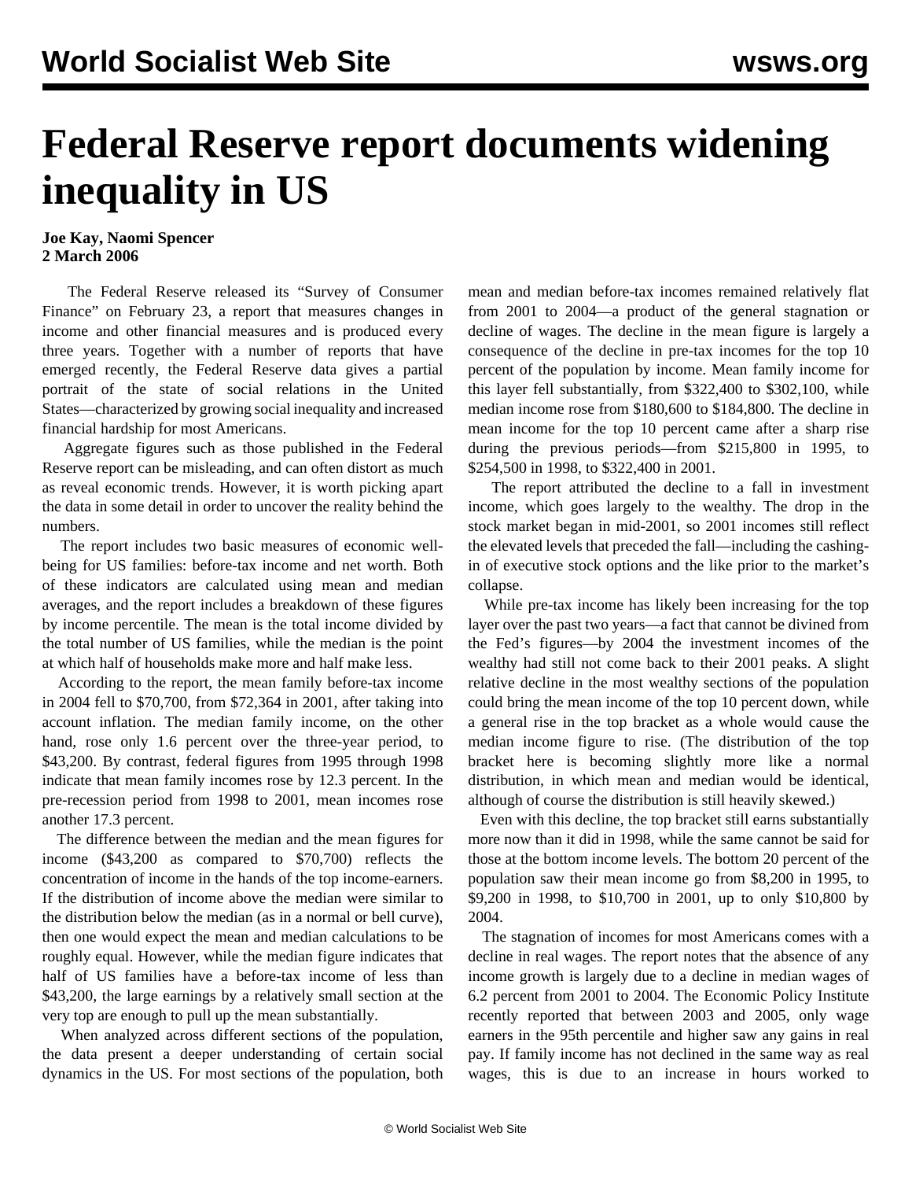# Federal Reserve report documents widening inequality in US

**Joe Kay, Naomi Spencer**
**2 March 2006**

The Federal Reserve released its "Survey of Consumer Finance" on February 23, a report that measures changes in income and other financial measures and is produced every three years. Together with a number of reports that have emerged recently, the Federal Reserve data gives a partial portrait of the state of social relations in the United States—characterized by growing social inequality and increased financial hardship for most Americans.

Aggregate figures such as those published in the Federal Reserve report can be misleading, and can often distort as much as reveal economic trends. However, it is worth picking apart the data in some detail in order to uncover the reality behind the numbers.

The report includes two basic measures of economic well-being for US families: before-tax income and net worth. Both of these indicators are calculated using mean and median averages, and the report includes a breakdown of these figures by income percentile. The mean is the total income divided by the total number of US families, while the median is the point at which half of households make more and half make less.

According to the report, the mean family before-tax income in 2004 fell to $70,700, from $72,364 in 2001, after taking into account inflation. The median family income, on the other hand, rose only 1.6 percent over the three-year period, to $43,200. By contrast, federal figures from 1995 through 1998 indicate that mean family incomes rose by 12.3 percent. In the pre-recession period from 1998 to 2001, mean incomes rose another 17.3 percent.

The difference between the median and the mean figures for income ($43,200 as compared to $70,700) reflects the concentration of income in the hands of the top income-earners. If the distribution of income above the median were similar to the distribution below the median (as in a normal or bell curve), then one would expect the mean and median calculations to be roughly equal. However, while the median figure indicates that half of US families have a before-tax income of less than $43,200, the large earnings by a relatively small section at the very top are enough to pull up the mean substantially.

When analyzed across different sections of the population, the data present a deeper understanding of certain social dynamics in the US. For most sections of the population, both mean and median before-tax incomes remained relatively flat from 2001 to 2004—a product of the general stagnation or decline of wages. The decline in the mean figure is largely a consequence of the decline in pre-tax incomes for the top 10 percent of the population by income. Mean family income for this layer fell substantially, from $322,400 to $302,100, while median income rose from $180,600 to $184,800. The decline in mean income for the top 10 percent came after a sharp rise during the previous periods—from $215,800 in 1995, to $254,500 in 1998, to $322,400 in 2001.

The report attributed the decline to a fall in investment income, which goes largely to the wealthy. The drop in the stock market began in mid-2001, so 2001 incomes still reflect the elevated levels that preceded the fall—including the cashing-in of executive stock options and the like prior to the market's collapse.

While pre-tax income has likely been increasing for the top layer over the past two years—a fact that cannot be divined from the Fed's figures—by 2004 the investment incomes of the wealthy had still not come back to their 2001 peaks. A slight relative decline in the most wealthy sections of the population could bring the mean income of the top 10 percent down, while a general rise in the top bracket as a whole would cause the median income figure to rise. (The distribution of the top bracket here is becoming slightly more like a normal distribution, in which mean and median would be identical, although of course the distribution is still heavily skewed.)

Even with this decline, the top bracket still earns substantially more now than it did in 1998, while the same cannot be said for those at the bottom income levels. The bottom 20 percent of the population saw their mean income go from $8,200 in 1995, to $9,200 in 1998, to $10,700 in 2001, up to only $10,800 by 2004.

The stagnation of incomes for most Americans comes with a decline in real wages. The report notes that the absence of any income growth is largely due to a decline in median wages of 6.2 percent from 2001 to 2004. The Economic Policy Institute recently reported that between 2003 and 2005, only wage earners in the 95th percentile and higher saw any gains in real pay. If family income has not declined in the same way as real wages, this is due to an increase in hours worked to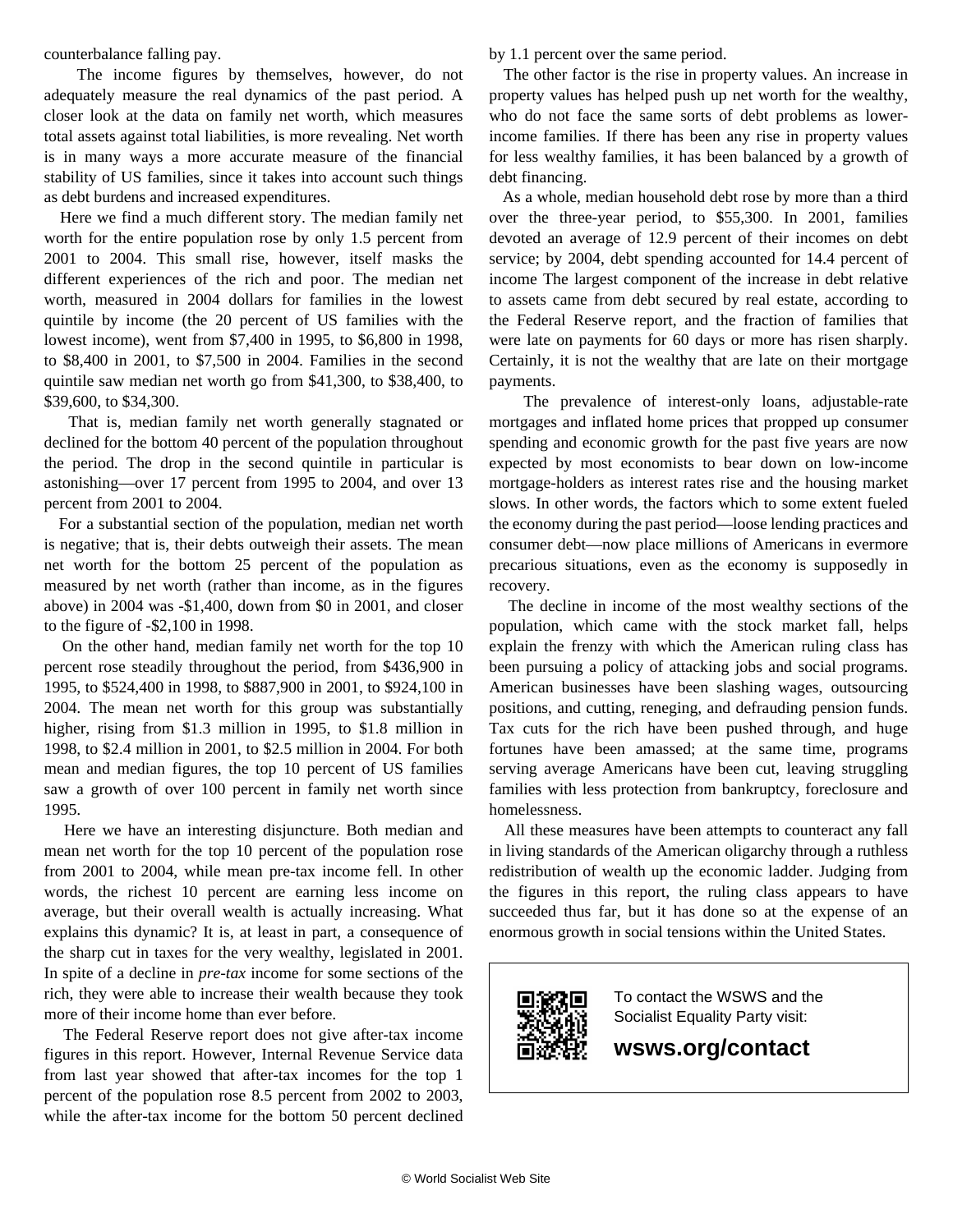counterbalance falling pay.

The income figures by themselves, however, do not adequately measure the real dynamics of the past period. A closer look at the data on family net worth, which measures total assets against total liabilities, is more revealing. Net worth is in many ways a more accurate measure of the financial stability of US families, since it takes into account such things as debt burdens and increased expenditures.

Here we find a much different story. The median family net worth for the entire population rose by only 1.5 percent from 2001 to 2004. This small rise, however, itself masks the different experiences of the rich and poor. The median net worth, measured in 2004 dollars for families in the lowest quintile by income (the 20 percent of US families with the lowest income), went from $7,400 in 1995, to $6,800 in 1998, to $8,400 in 2001, to $7,500 in 2004. Families in the second quintile saw median net worth go from $41,300, to $38,400, to $39,600, to $34,300.

That is, median family net worth generally stagnated or declined for the bottom 40 percent of the population throughout the period. The drop in the second quintile in particular is astonishing—over 17 percent from 1995 to 2004, and over 13 percent from 2001 to 2004.

For a substantial section of the population, median net worth is negative; that is, their debts outweigh their assets. The mean net worth for the bottom 25 percent of the population as measured by net worth (rather than income, as in the figures above) in 2004 was -$1,400, down from $0 in 2001, and closer to the figure of -$2,100 in 1998.

On the other hand, median family net worth for the top 10 percent rose steadily throughout the period, from $436,900 in 1995, to $524,400 in 1998, to $887,900 in 2001, to $924,100 in 2004. The mean net worth for this group was substantially higher, rising from $1.3 million in 1995, to $1.8 million in 1998, to $2.4 million in 2001, to $2.5 million in 2004. For both mean and median figures, the top 10 percent of US families saw a growth of over 100 percent in family net worth since 1995.

Here we have an interesting disjuncture. Both median and mean net worth for the top 10 percent of the population rose from 2001 to 2004, while mean pre-tax income fell. In other words, the richest 10 percent are earning less income on average, but their overall wealth is actually increasing. What explains this dynamic? It is, at least in part, a consequence of the sharp cut in taxes for the very wealthy, legislated in 2001. In spite of a decline in *pre-tax* income for some sections of the rich, they were able to increase their wealth because they took more of their income home than ever before.

The Federal Reserve report does not give after-tax income figures in this report. However, Internal Revenue Service data from last year showed that after-tax incomes for the top 1 percent of the population rose 8.5 percent from 2002 to 2003, while the after-tax income for the bottom 50 percent declined by 1.1 percent over the same period.

The other factor is the rise in property values. An increase in property values has helped push up net worth for the wealthy, who do not face the same sorts of debt problems as lower-income families. If there has been any rise in property values for less wealthy families, it has been balanced by a growth of debt financing.

As a whole, median household debt rose by more than a third over the three-year period, to $55,300. In 2001, families devoted an average of 12.9 percent of their incomes on debt service; by 2004, debt spending accounted for 14.4 percent of income The largest component of the increase in debt relative to assets came from debt secured by real estate, according to the Federal Reserve report, and the fraction of families that were late on payments for 60 days or more has risen sharply. Certainly, it is not the wealthy that are late on their mortgage payments.

The prevalence of interest-only loans, adjustable-rate mortgages and inflated home prices that propped up consumer spending and economic growth for the past five years are now expected by most economists to bear down on low-income mortgage-holders as interest rates rise and the housing market slows. In other words, the factors which to some extent fueled the economy during the past period—loose lending practices and consumer debt—now place millions of Americans in evermore precarious situations, even as the economy is supposedly in recovery.

The decline in income of the most wealthy sections of the population, which came with the stock market fall, helps explain the frenzy with which the American ruling class has been pursuing a policy of attacking jobs and social programs. American businesses have been slashing wages, outsourcing positions, and cutting, reneging, and defrauding pension funds. Tax cuts for the rich have been pushed through, and huge fortunes have been amassed; at the same time, programs serving average Americans have been cut, leaving struggling families with less protection from bankruptcy, foreclosure and homelessness.

All these measures have been attempts to counteract any fall in living standards of the American oligarchy through a ruthless redistribution of wealth up the economic ladder. Judging from the figures in this report, the ruling class appears to have succeeded thus far, but it has done so at the expense of an enormous growth in social tensions within the United States.

To contact the WSWS and the Socialist Equality Party visit:

**wsws.org/contact**